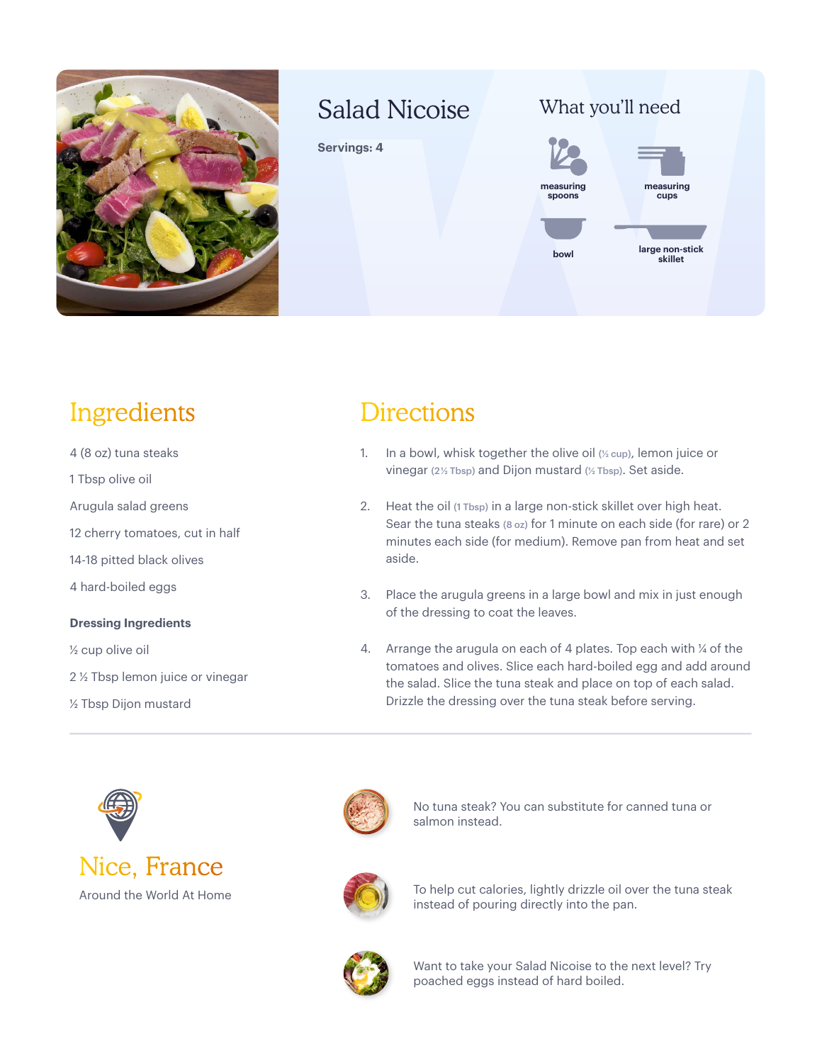# Salad Nicoise

**Servings: 4**

## What you'll need

- measuring spoons
- measuring cups
- bowl
- large non-stick skillet

## Ingredients

4 (8 oz) tuna steaks

1 Tbsp olive oil

Arugula salad greens

12 cherry tomatoes, cut in half

14-18 pitted black olives

4 hard-boiled eggs

**Dressing Ingredients**

½ cup olive oil

2 ½ Tbsp lemon juice or vinegar

½ Tbsp Dijon mustard

## Directions

1. In a bowl, whisk together the olive oil (½ cup), lemon juice or vinegar (2½ Tbsp) and Dijon mustard (½ Tbsp). Set aside.
2. Heat the oil (1 Tbsp) in a large non-stick skillet over high heat. Sear the tuna steaks (8 oz) for 1 minute on each side (for rare) or 2 minutes each side (for medium). Remove pan from heat and set aside.
3. Place the arugula greens in a large bowl and mix in just enough of the dressing to coat the leaves.
4. Arrange the arugula on each of 4 plates. Top each with ¼ of the tomatoes and olives. Slice each hard-boiled egg and add around the salad. Slice the tuna steak and place on top of each salad. Drizzle the dressing over the tuna steak before serving.

---

## Nice, France

Around the World At Home

No tuna steak? You can substitute for canned tuna or salmon instead.

To help cut calories, lightly drizzle oil over the tuna steak instead of pouring directly into the pan.

Want to take your Salad Nicoise to the next level? Try poached eggs instead of hard boiled.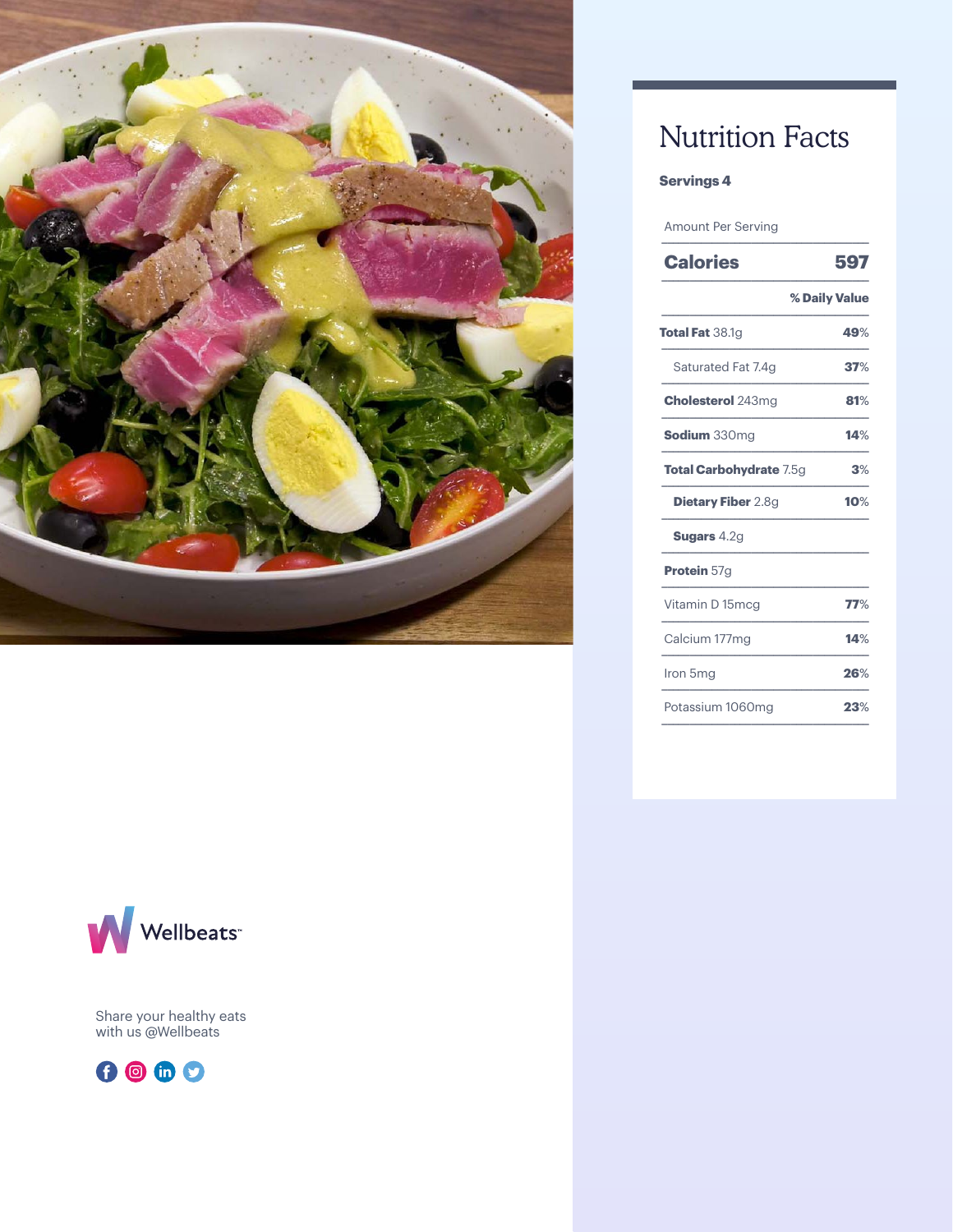# Nutrition Facts

**Servings 4**

| Amount Per Serving | |
|---|---|
| **Calories** | **597** |
| | **% Daily Value** |
| **Total Fat** 38.1g | **49%** |
| Saturated Fat 7.4g | **37%** |
| **Cholesterol** 243mg | **81%** |
| **Sodium** 330mg | **14%** |
| **Total Carbohydrate** 7.5g | **3%** |
| **Dietary Fiber** 2.8g | **10%** |
| **Sugars** 4.2g | |
| **Protein** 57g | |
| Vitamin D 15mcg | **77%** |
| Calcium 177mg | **14%** |
| Iron 5mg | **26%** |
| Potassium 1060mg | **23%** |

Wellbeats™

Share your healthy eats with us @Wellbeats